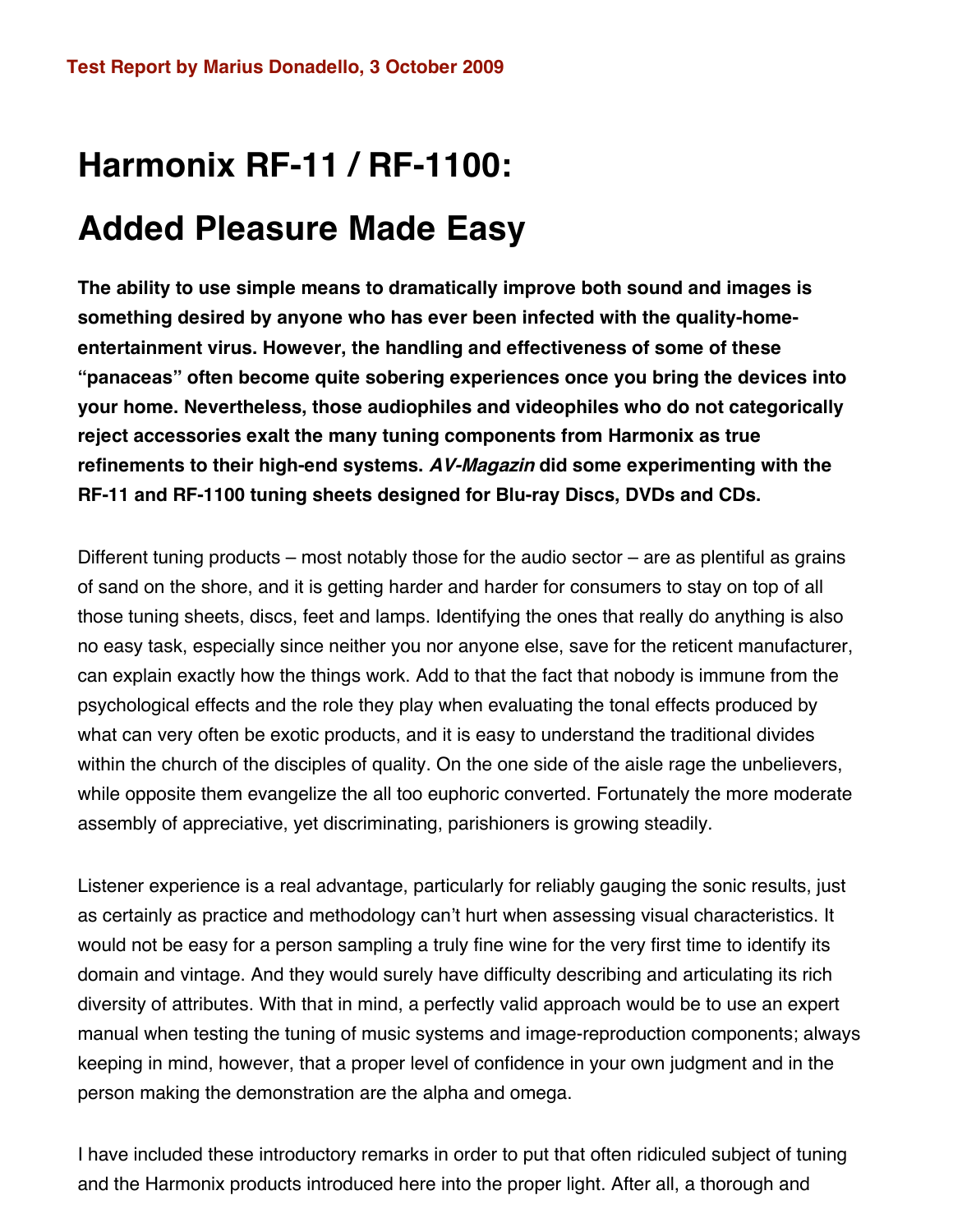**Test Report by Marius Donadello, 3 October 2009**

# Harmonix RF-11 / RF-1100: Added Pleasure Made Easy

**The ability to use simple means to dramatically improve both sound and images is something desired by anyone who has ever been infected with the quality-home-entertainment virus. However, the handling and effectiveness of some of these "panaceas" often become quite sobering experiences once you bring the devices into your home. Nevertheless, those audiophiles and videophiles who do not categorically reject accessories exalt the many tuning components from Harmonix as true refinements to their high-end systems. *AV-Magazin* did some experimenting with the RF-11 and RF-1100 tuning sheets designed for Blu-ray Discs, DVDs and CDs.**

Different tuning products – most notably those for the audio sector – are as plentiful as grains of sand on the shore, and it is getting harder and harder for consumers to stay on top of all those tuning sheets, discs, feet and lamps. Identifying the ones that really do anything is also no easy task, especially since neither you nor anyone else, save for the reticent manufacturer, can explain exactly how the things work. Add to that the fact that nobody is immune from the psychological effects and the role they play when evaluating the tonal effects produced by what can very often be exotic products, and it is easy to understand the traditional divides within the church of the disciples of quality. On the one side of the aisle rage the unbelievers, while opposite them evangelize the all too euphoric converted. Fortunately the more moderate assembly of appreciative, yet discriminating, parishioners is growing steadily.

Listener experience is a real advantage, particularly for reliably gauging the sonic results, just as certainly as practice and methodology can't hurt when assessing visual characteristics. It would not be easy for a person sampling a truly fine wine for the very first time to identify its domain and vintage. And they would surely have difficulty describing and articulating its rich diversity of attributes. With that in mind, a perfectly valid approach would be to use an expert manual when testing the tuning of music systems and image-reproduction components; always keeping in mind, however, that a proper level of confidence in your own judgment and in the person making the demonstration are the alpha and omega.

I have included these introductory remarks in order to put that often ridiculed subject of tuning and the Harmonix products introduced here into the proper light. After all, a thorough and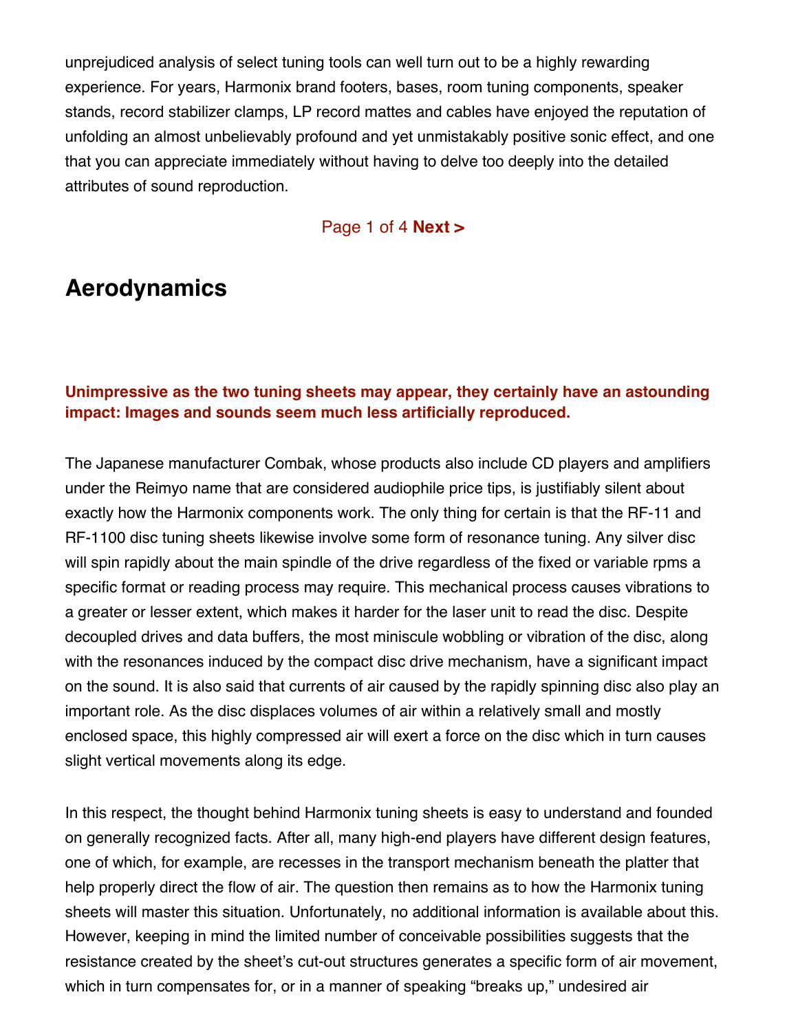unprejudiced analysis of select tuning tools can well turn out to be a highly rewarding experience. For years, Harmonix brand footers, bases, room tuning components, speaker stands, record stabilizer clamps, LP record mattes and cables have enjoyed the reputation of unfolding an almost unbelievably profound and yet unmistakably positive sonic effect, and one that you can appreciate immediately without having to delve too deeply into the detailed attributes of sound reproduction.

## Aerodynamics

**Unimpressive as the two tuning sheets may appear, they certainly have an astounding impact: Images and sounds seem much less artificially reproduced.**

The Japanese manufacturer Combak, whose products also include CD players and amplifiers under the Reimyo name that are considered audiophile price tips, is justifiably silent about exactly how the Harmonix components work. The only thing for certain is that the RF-11 and RF-1100 disc tuning sheets likewise involve some form of resonance tuning. Any silver disc will spin rapidly about the main spindle of the drive regardless of the fixed or variable rpms a specific format or reading process may require. This mechanical process causes vibrations to a greater or lesser extent, which makes it harder for the laser unit to read the disc. Despite decoupled drives and data buffers, the most miniscule wobbling or vibration of the disc, along with the resonances induced by the compact disc drive mechanism, have a significant impact on the sound. It is also said that currents of air caused by the rapidly spinning disc also play an important role. As the disc displaces volumes of air within a relatively small and mostly enclosed space, this highly compressed air will exert a force on the disc which in turn causes slight vertical movements along its edge.

In this respect, the thought behind Harmonix tuning sheets is easy to understand and founded on generally recognized facts. After all, many high-end players have different design features, one of which, for example, are recesses in the transport mechanism beneath the platter that help properly direct the flow of air. The question then remains as to how the Harmonix tuning sheets will master this situation. Unfortunately, no additional information is available about this. However, keeping in mind the limited number of conceivable possibilities suggests that the resistance created by the sheet's cut-out structures generates a specific form of air movement, which in turn compensates for, or in a manner of speaking "breaks up," undesired air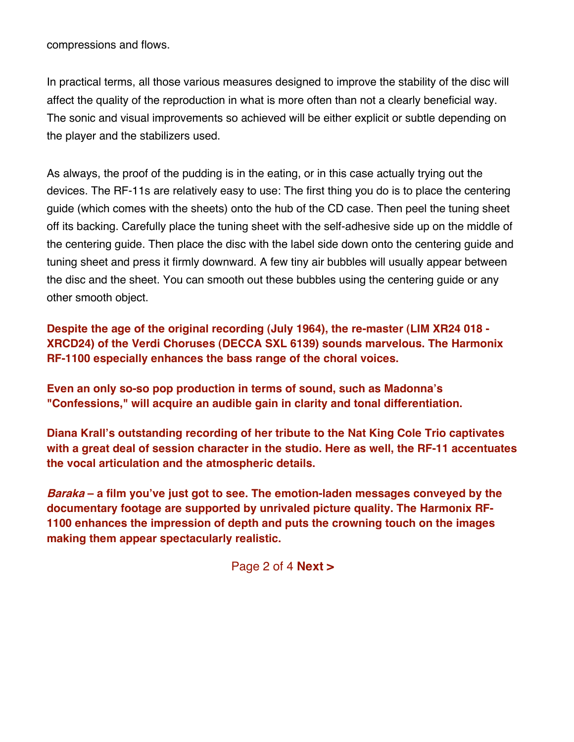compressions and flows.

In practical terms, all those various measures designed to improve the stability of the disc will affect the quality of the reproduction in what is more often than not a clearly beneficial way. The sonic and visual improvements so achieved will be either explicit or subtle depending on the player and the stabilizers used.

As always, the proof of the pudding is in the eating, or in this case actually trying out the devices. The RF-11s are relatively easy to use: The first thing you do is to place the centering guide (which comes with the sheets) onto the hub of the CD case. Then peel the tuning sheet off its backing. Carefully place the tuning sheet with the self-adhesive side up on the middle of the centering guide. Then place the disc with the label side down onto the centering guide and tuning sheet and press it firmly downward. A few tiny air bubbles will usually appear between the disc and the sheet. You can smooth out these bubbles using the centering guide or any other smooth object.

**Despite the age of the original recording (July 1964), the re-master (LIM XR24 018 - XRCD24) of the Verdi Choruses (DECCA SXL 6139) sounds marvelous. The Harmonix RF-1100 especially enhances the bass range of the choral voices.**

**Even an only so-so pop production in terms of sound, such as Madonna's "Confessions," will acquire an audible gain in clarity and tonal differentiation.**

**Diana Krall's outstanding recording of her tribute to the Nat King Cole Trio captivates with a great deal of session character in the studio. Here as well, the RF-11 accentuates the vocal articulation and the atmospheric details.**

***Baraka* – a film you've just got to see. The emotion-laden messages conveyed by the documentary footage are supported by unrivaled picture quality. The Harmonix RF-1100 enhances the impression of depth and puts the crowning touch on the images making them appear spectacularly realistic.**

Page 2 of 4 **Next >**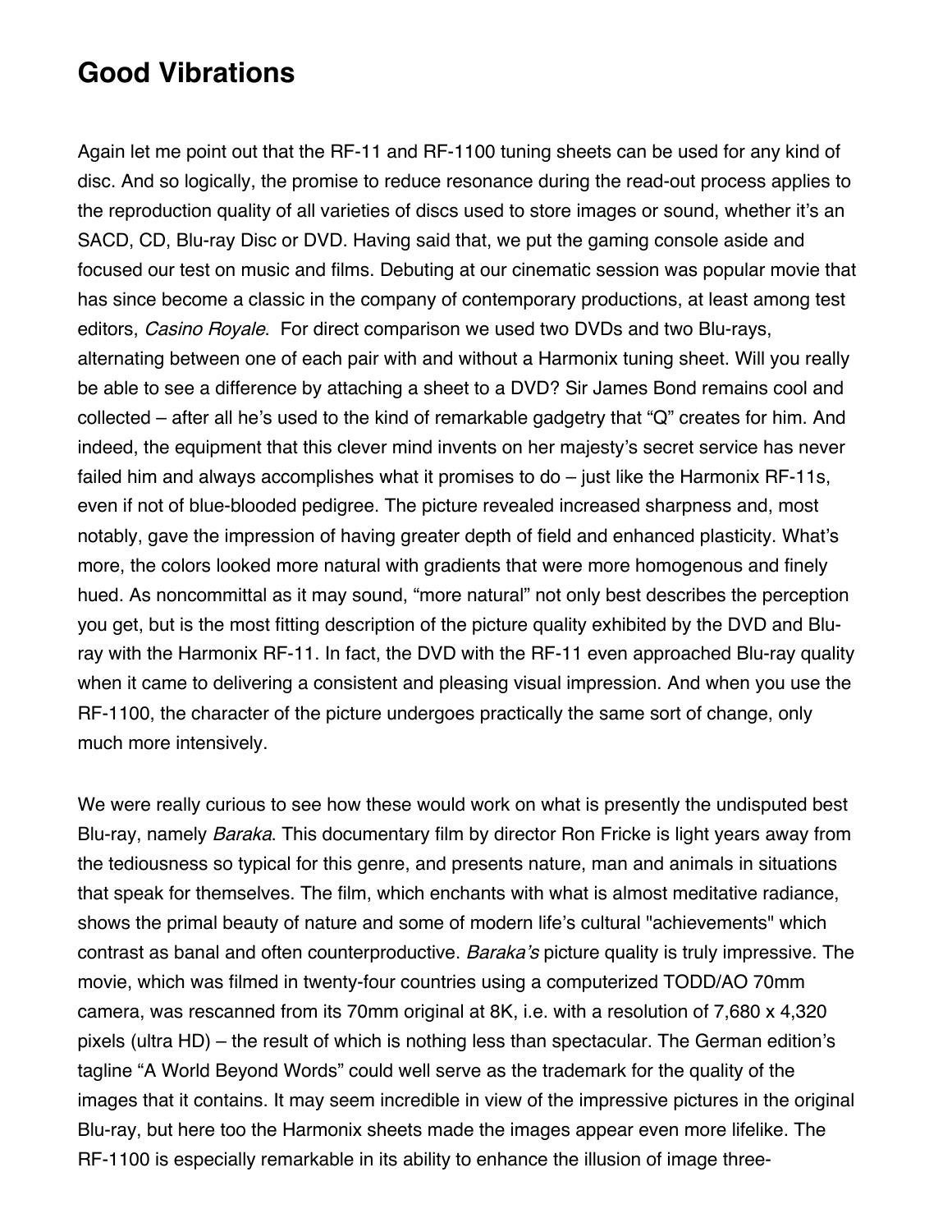## Good Vibrations

Again let me point out that the RF-11 and RF-1100 tuning sheets can be used for any kind of disc. And so logically, the promise to reduce resonance during the read-out process applies to the reproduction quality of all varieties of discs used to store images or sound, whether it's an SACD, CD, Blu-ray Disc or DVD. Having said that, we put the gaming console aside and focused our test on music and films. Debuting at our cinematic session was popular movie that has since become a classic in the company of contemporary productions, at least among test editors, *Casino Royale*. For direct comparison we used two DVDs and two Blu-rays, alternating between one of each pair with and without a Harmonix tuning sheet. Will you really be able to see a difference by attaching a sheet to a DVD? Sir James Bond remains cool and collected – after all he's used to the kind of remarkable gadgetry that "Q" creates for him. And indeed, the equipment that this clever mind invents on her majesty's secret service has never failed him and always accomplishes what it promises to do – just like the Harmonix RF-11s, even if not of blue-blooded pedigree. The picture revealed increased sharpness and, most notably, gave the impression of having greater depth of field and enhanced plasticity. What's more, the colors looked more natural with gradients that were more homogenous and finely hued. As noncommittal as it may sound, "more natural" not only best describes the perception you get, but is the most fitting description of the picture quality exhibited by the DVD and Blu-ray with the Harmonix RF-11. In fact, the DVD with the RF-11 even approached Blu-ray quality when it came to delivering a consistent and pleasing visual impression. And when you use the RF-1100, the character of the picture undergoes practically the same sort of change, only much more intensively.

We were really curious to see how these would work on what is presently the undisputed best Blu-ray, namely *Baraka*. This documentary film by director Ron Fricke is light years away from the tediousness so typical for this genre, and presents nature, man and animals in situations that speak for themselves. The film, which enchants with what is almost meditative radiance, shows the primal beauty of nature and some of modern life's cultural "achievements" which contrast as banal and often counterproductive. *Baraka's* picture quality is truly impressive. The movie, which was filmed in twenty-four countries using a computerized TODD/AO 70mm camera, was rescanned from its 70mm original at 8K, i.e. with a resolution of 7,680 x 4,320 pixels (ultra HD) – the result of which is nothing less than spectacular. The German edition's tagline "A World Beyond Words" could well serve as the trademark for the quality of the images that it contains. It may seem incredible in view of the impressive pictures in the original Blu-ray, but here too the Harmonix sheets made the images appear even more lifelike. The RF-1100 is especially remarkable in its ability to enhance the illusion of image three-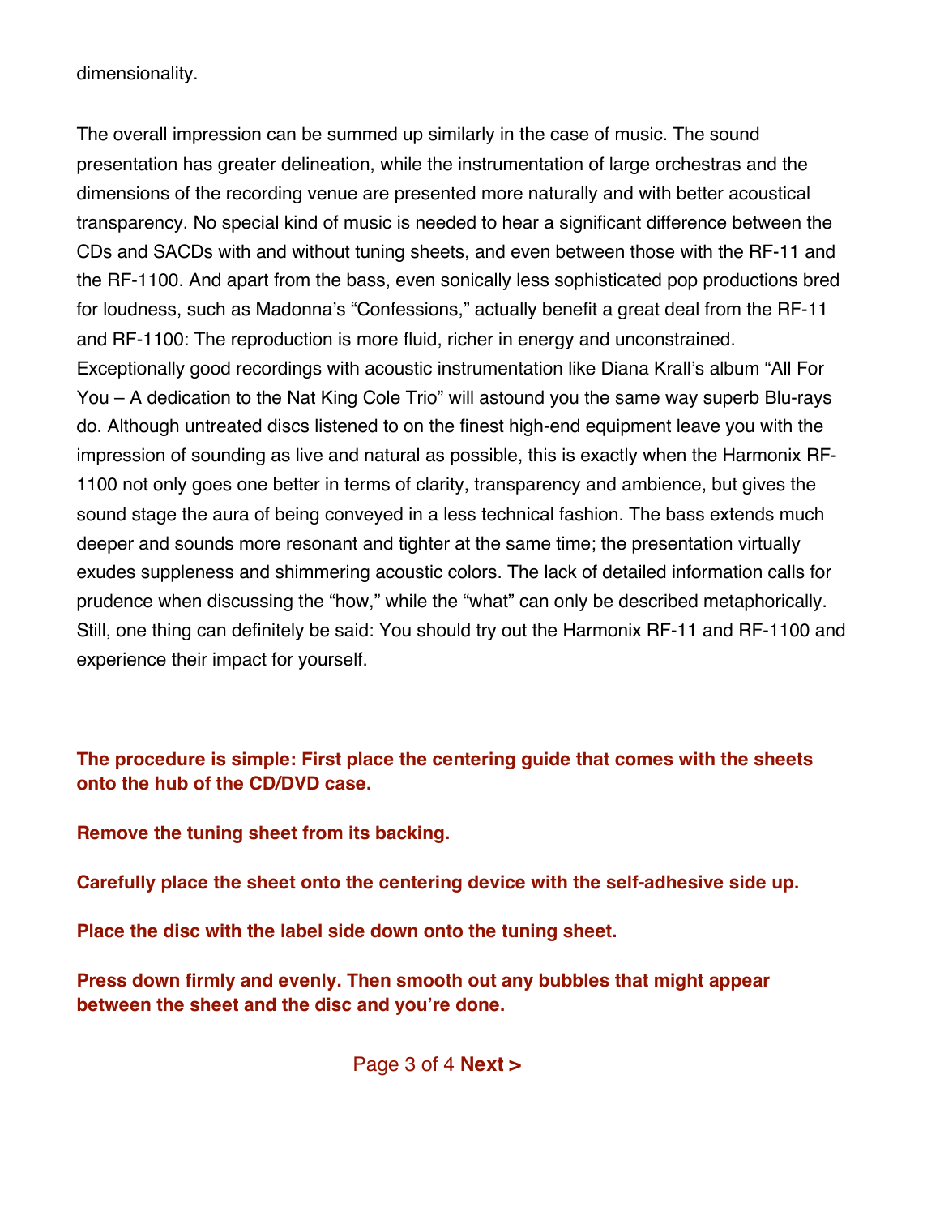dimensionality.

The overall impression can be summed up similarly in the case of music. The sound presentation has greater delineation, while the instrumentation of large orchestras and the dimensions of the recording venue are presented more naturally and with better acoustical transparency. No special kind of music is needed to hear a significant difference between the CDs and SACDs with and without tuning sheets, and even between those with the RF-11 and the RF-1100. And apart from the bass, even sonically less sophisticated pop productions bred for loudness, such as Madonna's "Confessions," actually benefit a great deal from the RF-11 and RF-1100: The reproduction is more fluid, richer in energy and unconstrained. Exceptionally good recordings with acoustic instrumentation like Diana Krall's album "All For You – A dedication to the Nat King Cole Trio" will astound you the same way superb Blu-rays do. Although untreated discs listened to on the finest high-end equipment leave you with the impression of sounding as live and natural as possible, this is exactly when the Harmonix RF-1100 not only goes one better in terms of clarity, transparency and ambience, but gives the sound stage the aura of being conveyed in a less technical fashion. The bass extends much deeper and sounds more resonant and tighter at the same time; the presentation virtually exudes suppleness and shimmering acoustic colors. The lack of detailed information calls for prudence when discussing the "how," while the "what" can only be described metaphorically. Still, one thing can definitely be said: You should try out the Harmonix RF-11 and RF-1100 and experience their impact for yourself.

**The procedure is simple: First place the centering guide that comes with the sheets onto the hub of the CD/DVD case.**

**Remove the tuning sheet from its backing.**

**Carefully place the sheet onto the centering device with the self-adhesive side up.**

**Place the disc with the label side down onto the tuning sheet.**

**Press down firmly and evenly. Then smooth out any bubbles that might appear between the sheet and the disc and you're done.**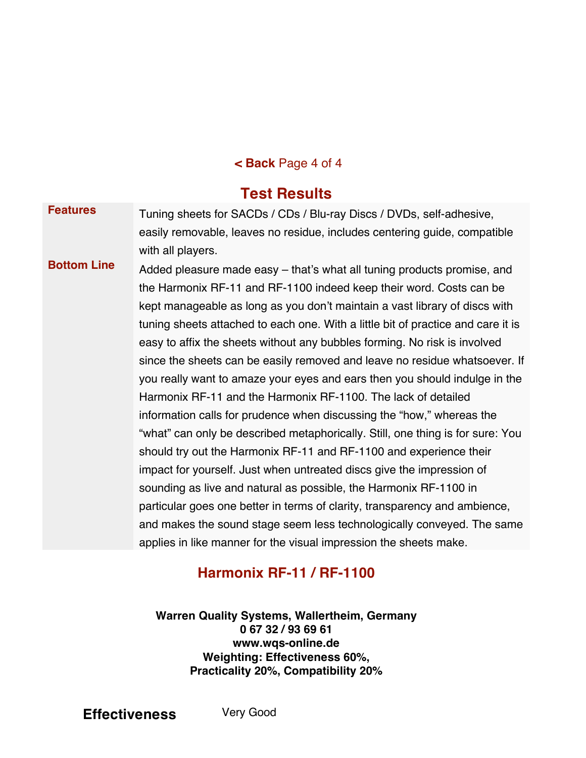**< Back** Page 4 of 4

## Test Results

| | |
|---|---|
| **Features** | Tuning sheets for SACDs / CDs / Blu-ray Discs / DVDs, self-adhesive, easily removable, leaves no residue, includes centering guide, compatible with all players. |
| **Bottom Line** | Added pleasure made easy – that's what all tuning products promise, and the Harmonix RF-11 and RF-1100 indeed keep their word. Costs can be kept manageable as long as you don't maintain a vast library of discs with tuning sheets attached to each one. With a little bit of practice and care it is easy to affix the sheets without any bubbles forming. No risk is involved since the sheets can be easily removed and leave no residue whatsoever. If you really want to amaze your eyes and ears then you should indulge in the Harmonix RF-11 and the Harmonix RF-1100. The lack of detailed information calls for prudence when discussing the "how," whereas the "what" can only be described metaphorically. Still, one thing is for sure: You should try out the Harmonix RF-11 and RF-1100 and experience their impact for yourself. Just when untreated discs give the impression of sounding as live and natural as possible, the Harmonix RF-1100 in particular goes one better in terms of clarity, transparency and ambience, and makes the sound stage seem less technologically conveyed. The same applies in like manner for the visual impression the sheets make. |

## Harmonix RF-11 / RF-1100

**Warren Quality Systems, Wallertheim, Germany**
**0 67 32 / 93 69 61**
**www.wqs-online.de**
**Weighting: Effectiveness 60%,**
**Practicality 20%, Compatibility 20%**

**Effectiveness** Very Good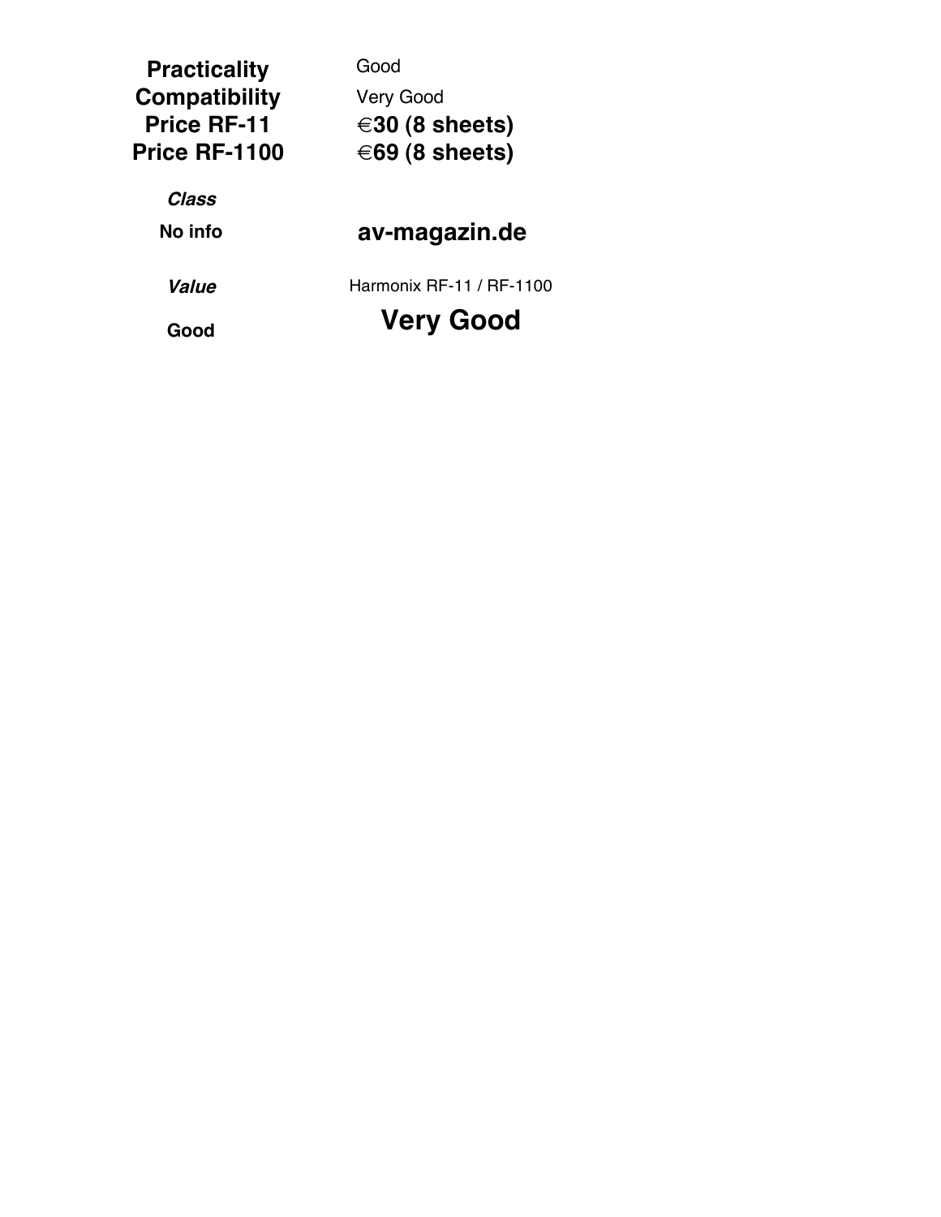| | |
|---|---|
| **Practicality** | Good |
| **Compatibility** | Very Good |
| **Price RF-11** | **€30 (8 sheets)** |
| **Price RF-1100** | **€69 (8 sheets)** |

***Class***

**No info**

**av-magazin.de**

***Value***

Harmonix RF-11 / RF-1100

**Good**

**Very Good**